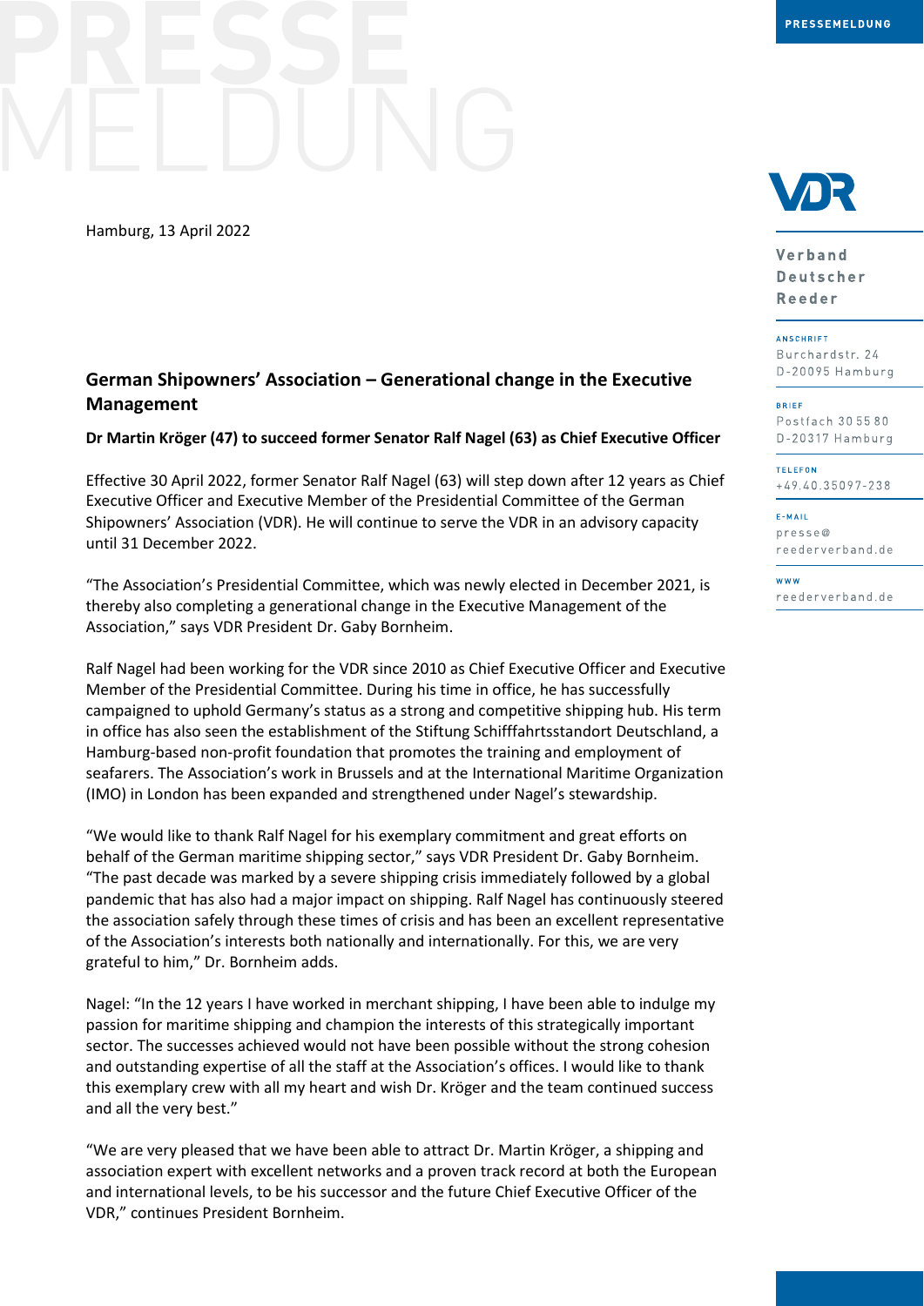Hamburg, 13 April 2022

## German Shipowners' Association – Generational change in the Executive Management

**Dr Martin Kröger (47) to succeed former Senator Ralf Nagel (63) as Chief Executive Officer**

Effective 30 April 2022, former Senator Ralf Nagel (63) will step down after 12 years as Chief Executive Officer and Executive Member of the Presidential Committee of the German Shipowners' Association (VDR). He will continue to serve the VDR in an advisory capacity until 31 December 2022.

"The Association's Presidential Committee, which was newly elected in December 2021, is thereby also completing a generational change in the Executive Management of the Association," says VDR President Dr. Gaby Bornheim.

Ralf Nagel had been working for the VDR since 2010 as Chief Executive Officer and Executive Member of the Presidential Committee. During his time in office, he has successfully campaigned to uphold Germany's status as a strong and competitive shipping hub. His term in office has also seen the establishment of the Stiftung Schifffahrtsstandort Deutschland, a Hamburg-based non-profit foundation that promotes the training and employment of seafarers. The Association's work in Brussels and at the International Maritime Organization (IMO) in London has been expanded and strengthened under Nagel's stewardship.

"We would like to thank Ralf Nagel for his exemplary commitment and great efforts on behalf of the German maritime shipping sector," says VDR President Dr. Gaby Bornheim. "The past decade was marked by a severe shipping crisis immediately followed by a global pandemic that has also had a major impact on shipping. Ralf Nagel has continuously steered the association safely through these times of crisis and has been an excellent representative of the Association's interests both nationally and internationally. For this, we are very grateful to him," Dr. Bornheim adds.

Nagel: "In the 12 years I have worked in merchant shipping, I have been able to indulge my passion for maritime shipping and champion the interests of this strategically important sector. The successes achieved would not have been possible without the strong cohesion and outstanding expertise of all the staff at the Association's offices. I would like to thank this exemplary crew with all my heart and wish Dr. Kröger and the team continued success and all the very best."

"We are very pleased that we have been able to attract Dr. Martin Kröger, a shipping and association expert with excellent networks and a proven track record at both the European and international levels, to be his successor and the future Chief Executive Officer of the VDR," continues President Bornheim.

Verband Deutscher Reeder

ANSCHRIFT
Burchardstr. 24
D-20095 Hamburg

BRIEF
Postfach 30 55 80
D-20317 Hamburg

TELEFON
+49.40.35097-238

E-MAIL
presse@reederverband.de

WWW
reederverband.de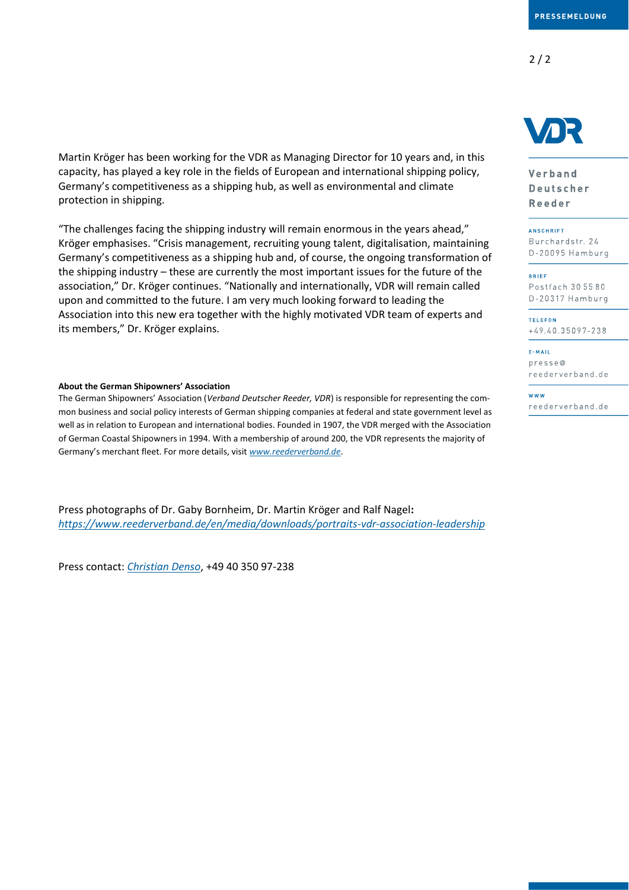Martin Kröger has been working for the VDR as Managing Director for 10 years and, in this capacity, has played a key role in the fields of European and international shipping policy, Germany's competitiveness as a shipping hub, as well as environmental and climate protection in shipping.

"The challenges facing the shipping industry will remain enormous in the years ahead," Kröger emphasises. "Crisis management, recruiting young talent, digitalisation, maintaining Germany's competitiveness as a shipping hub and, of course, the ongoing transformation of the shipping industry – these are currently the most important issues for the future of the association," Dr. Kröger continues. "Nationally and internationally, VDR will remain called upon and committed to the future. I am very much looking forward to leading the Association into this new era together with the highly motivated VDR team of experts and its members," Dr. Kröger explains.

**About the German Shipowners' Association**

The German Shipowners' Association (*Verband Deutscher Reeder, VDR*) is responsible for representing the common business and social policy interests of German shipping companies at federal and state government level as well as in relation to European and international bodies. Founded in 1907, the VDR merged with the Association of German Coastal Shipowners in 1994. With a membership of around 200, the VDR represents the majority of Germany's merchant fleet. For more details, visit *www.reederverband.de*.

Press photographs of Dr. Gaby Bornheim, Dr. Martin Kröger and Ralf Nagel**:**
*https://www.reederverband.de/en/media/downloads/portraits-vdr-association-leadership*

Press contact: *Christian Denso*, +49 40 350 97-238

Verband Deutscher Reeder

ANSCHRIFT
Burchardstr. 24
D-20095 Hamburg

BRIEF
Postfach 30 55 80
D-20317 Hamburg

TELEFON
+49.40.35097-238

E-MAIL
presse@reederverband.de

WWW
reederverband.de